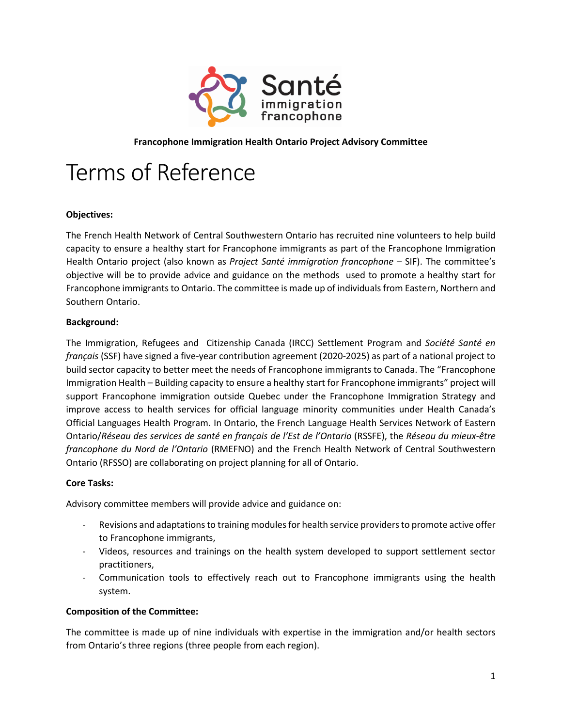**Francophone Immigration Health Ontario Project Advisory Committee**

# Terms of Reference

**Objectives:**

The French Health Network of Central Southwestern Ontario has recruited nine volunteers to help build capacity to ensure a healthy start for Francophone immigrants as part of the Francophone Immigration Health Ontario project (also known as *Project Santé immigration francophone* – SIF). The committee's objective will be to provide advice and guidance on the methods used to promote a healthy start for Francophone immigrants to Ontario. The committee is made up of individuals from Eastern, Northern and Southern Ontario.

**Background:**

The Immigration, Refugees and Citizenship Canada (IRCC) Settlement Program and *Société Santé en français* (SSF) have signed a five-year contribution agreement (2020-2025) as part of a national project to build sector capacity to better meet the needs of Francophone immigrants to Canada. The "Francophone Immigration Health – Building capacity to ensure a healthy start for Francophone immigrants" project will support Francophone immigration outside Quebec under the Francophone Immigration Strategy and improve access to health services for official language minority communities under Health Canada's Official Languages Health Program. In Ontario, the French Language Health Services Network of Eastern Ontario/*Réseau des services de santé en français de l'Est de l'Ontario* (RSSFE), the *Réseau du mieux-être francophone du Nord de l'Ontario* (RMEFNO) and the French Health Network of Central Southwestern Ontario (RFSSO) are collaborating on project planning for all of Ontario.

**Core Tasks:**

Advisory committee members will provide advice and guidance on:

- Revisions and adaptations to training modules for health service providers to promote active offer to Francophone immigrants,
- Videos, resources and trainings on the health system developed to support settlement sector practitioners,
- Communication tools to effectively reach out to Francophone immigrants using the health system.

**Composition of the Committee:**

The committee is made up of nine individuals with expertise in the immigration and/or health sectors from Ontario's three regions (three people from each region).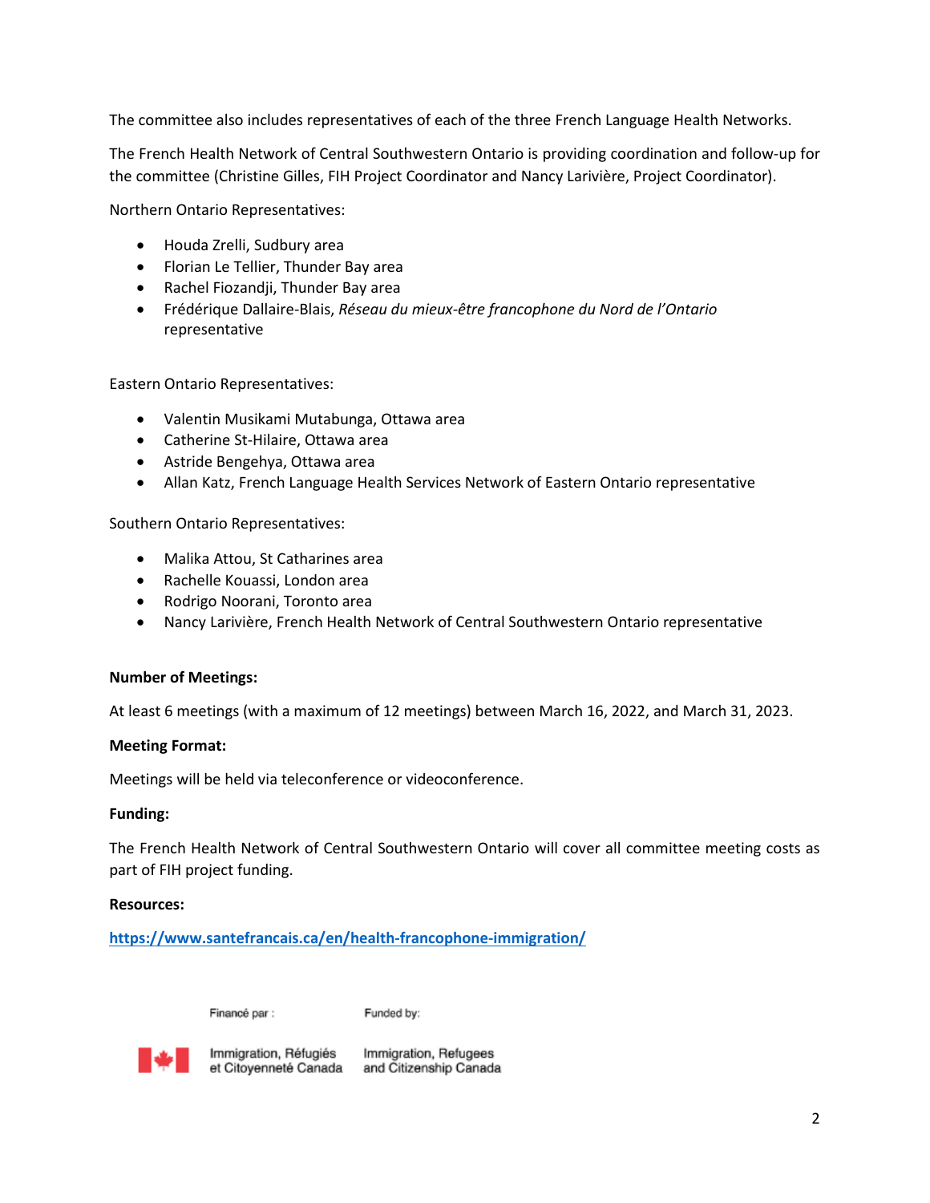The committee also includes representatives of each of the three French Language Health Networks.

The French Health Network of Central Southwestern Ontario is providing coordination and follow-up for the committee (Christine Gilles, FIH Project Coordinator and Nancy Larivière, Project Coordinator).

Northern Ontario Representatives:

- Houda Zrelli, Sudbury area
- Florian Le Tellier, Thunder Bay area
- Rachel Fiozandji, Thunder Bay area
- Frédérique Dallaire-Blais, *Réseau du mieux-être francophone du Nord de l'Ontario* representative

Eastern Ontario Representatives:

- Valentin Musikami Mutabunga, Ottawa area
- Catherine St-Hilaire, Ottawa area
- Astride Bengehya, Ottawa area
- Allan Katz, French Language Health Services Network of Eastern Ontario representative

Southern Ontario Representatives:

- Malika Attou, St Catharines area
- Rachelle Kouassi, London area
- Rodrigo Noorani, Toronto area
- Nancy Larivière, French Health Network of Central Southwestern Ontario representative

**Number of Meetings:**

At least 6 meetings (with a maximum of 12 meetings) between March 16, 2022, and March 31, 2023.

**Meeting Format:**

Meetings will be held via teleconference or videoconference.

**Funding:**

The French Health Network of Central Southwestern Ontario will cover all committee meeting costs as part of FIH project funding.

**Resources:**

**https://www.santefrancais.ca/en/health-francophone-immigration/**

Financé par : Immigration, Réfugiés et Citoyenneté Canada

Funded by: Immigration, Refugees and Citizenship Canada